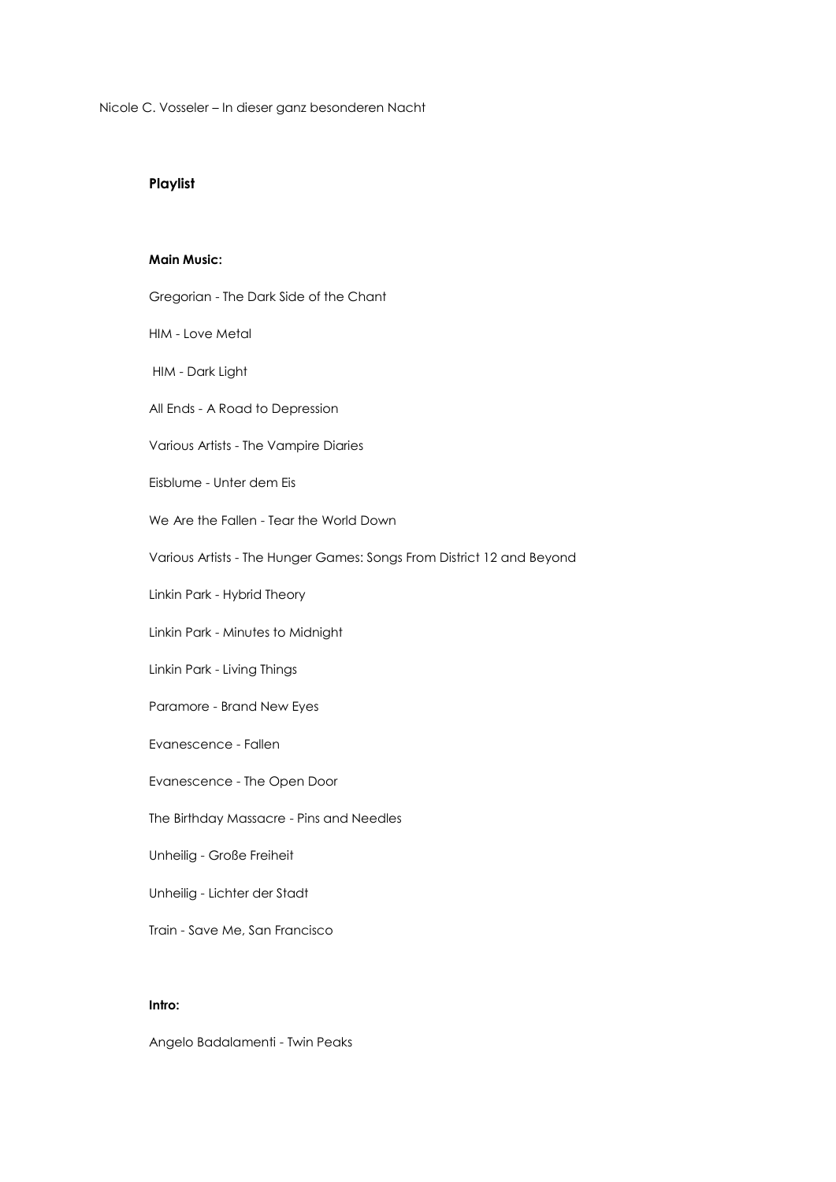Nicole C. Vosseler – In dieser ganz besonderen Nacht

## Playlist

### Main Music:

Gregorian - The Dark Side of the Chant

HIM - Love Metal

HIM - Dark Light

All Ends - A Road to Depression

Various Artists - The Vampire Diaries

Eisblume - Unter dem Eis

We Are the Fallen - Tear the World Down

Various Artists - The Hunger Games: Songs From District 12 and Beyond

Linkin Park - Hybrid Theory

Linkin Park - Minutes to Midnight

Linkin Park - Living Things

Paramore - Brand New Eyes

Evanescence - Fallen

Evanescence - The Open Door

The Birthday Massacre - Pins and Needles

Unheilig - Große Freiheit

Unheilig - Lichter der Stadt

Train - Save Me, San Francisco

### Intro:

Angelo Badalamenti - Twin Peaks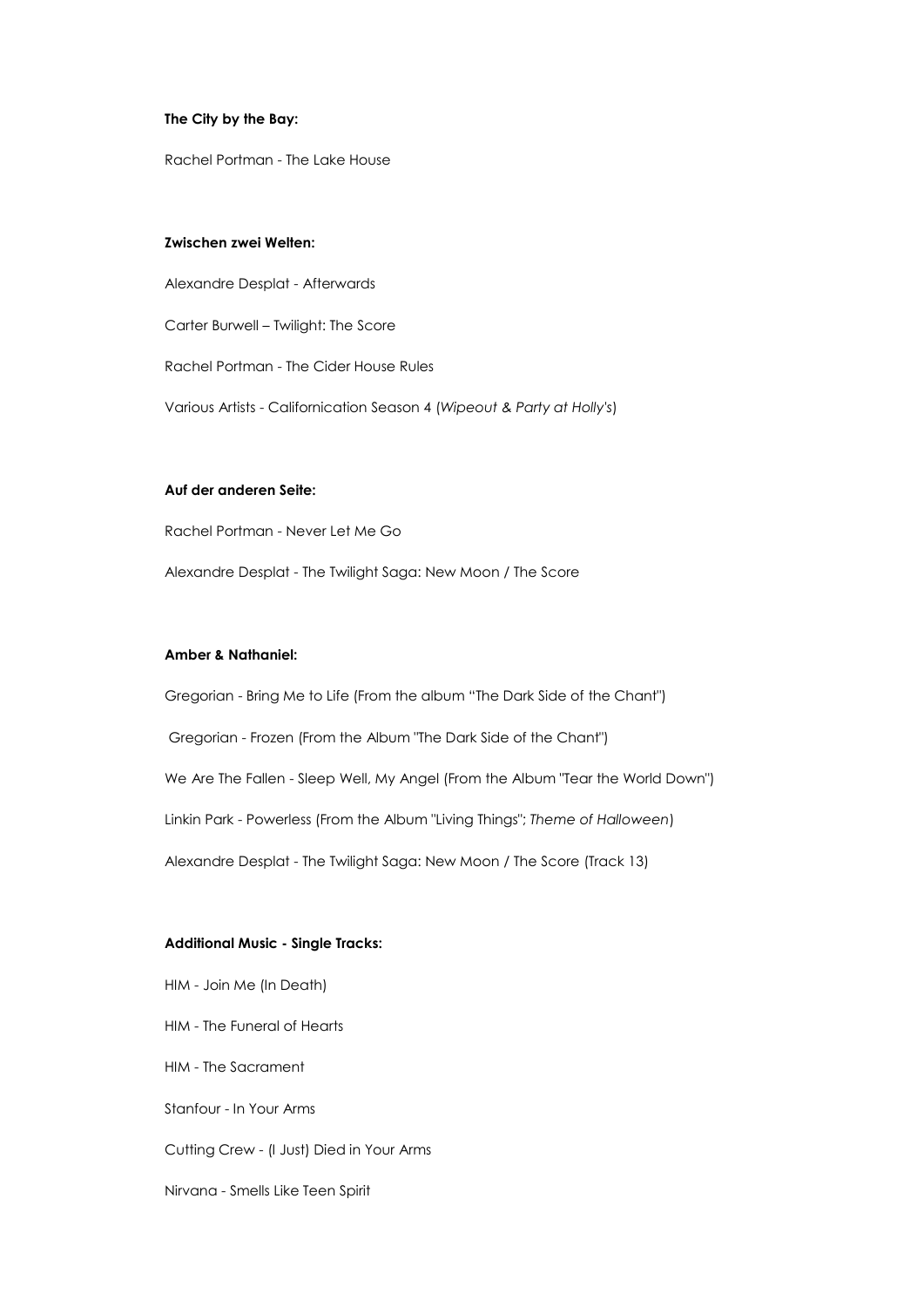**The City by the Bay:**

Rachel Portman - The Lake House

**Zwischen zwei Welten:**

Alexandre Desplat - Afterwards

Carter Burwell – Twilight: The Score

Rachel Portman - The Cider House Rules

Various Artists - Californication Season 4 (*Wipeout & Party at Holly's*)

**Auf der anderen Seite:**

Rachel Portman - Never Let Me Go

Alexandre Desplat - The Twilight Saga: New Moon / The Score

**Amber & Nathaniel:**

Gregorian - Bring Me to Life (From the album "The Dark Side of the Chant")

Gregorian - Frozen (From the Album "The Dark Side of the Chant")

We Are The Fallen - Sleep Well, My Angel (From the Album "Tear the World Down")

Linkin Park - Powerless (From the Album "Living Things"; *Theme of Halloween*)

Alexandre Desplat - The Twilight Saga: New Moon / The Score (Track 13)

**Additional Music - Single Tracks:**

HIM - Join Me (In Death)

HIM - The Funeral of Hearts

HIM - The Sacrament

Stanfour - In Your Arms

Cutting Crew - (I Just) Died in Your Arms

Nirvana - Smells Like Teen Spirit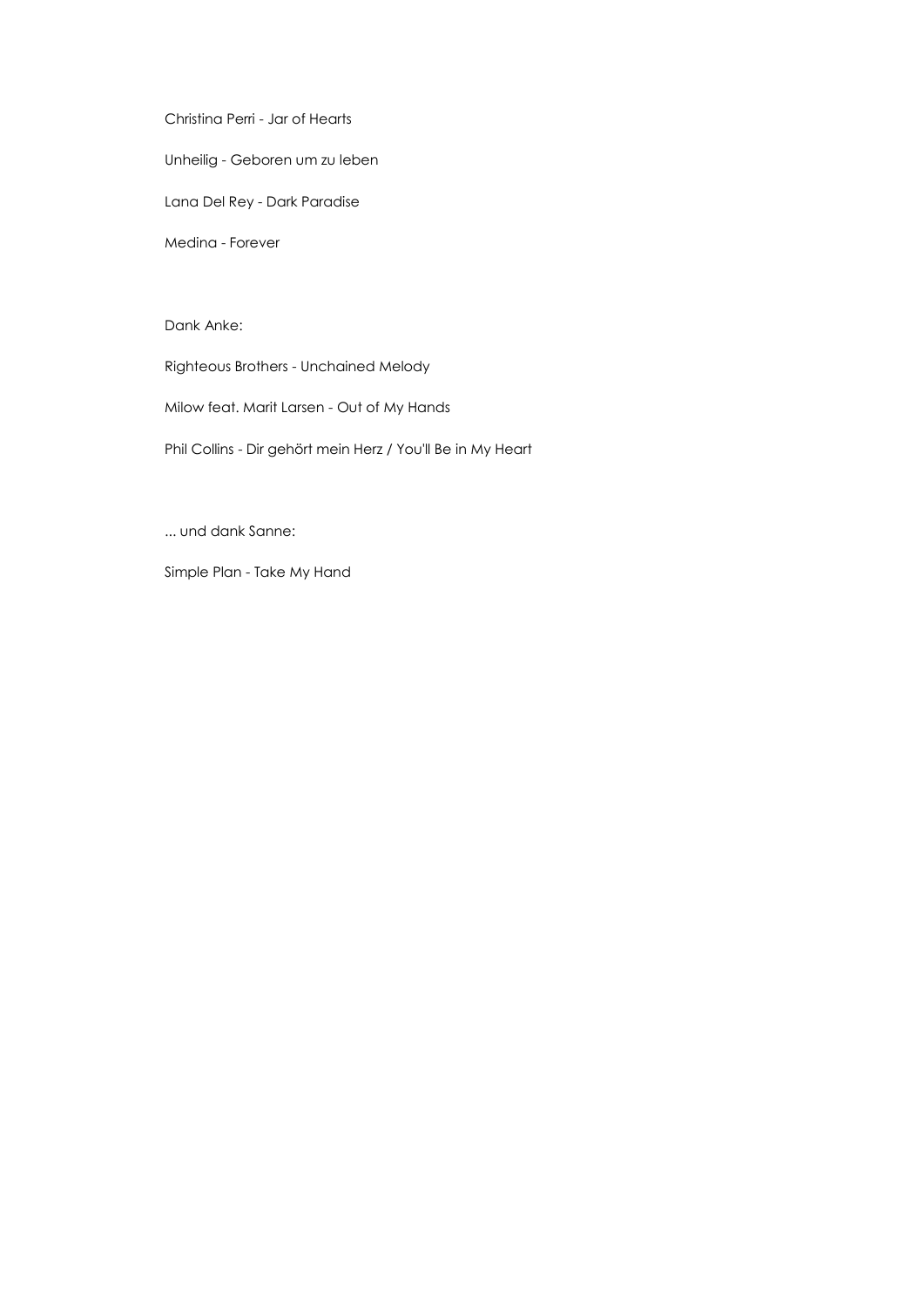Christina Perri - Jar of Hearts

Unheilig - Geboren um zu leben

Lana Del Rey - Dark Paradise

Medina - Forever

Dank Anke:

Righteous Brothers - Unchained Melody

Milow feat. Marit Larsen - Out of My Hands

Phil Collins - Dir gehört mein Herz / You'll Be in My Heart

... und dank Sanne:

Simple Plan - Take My Hand